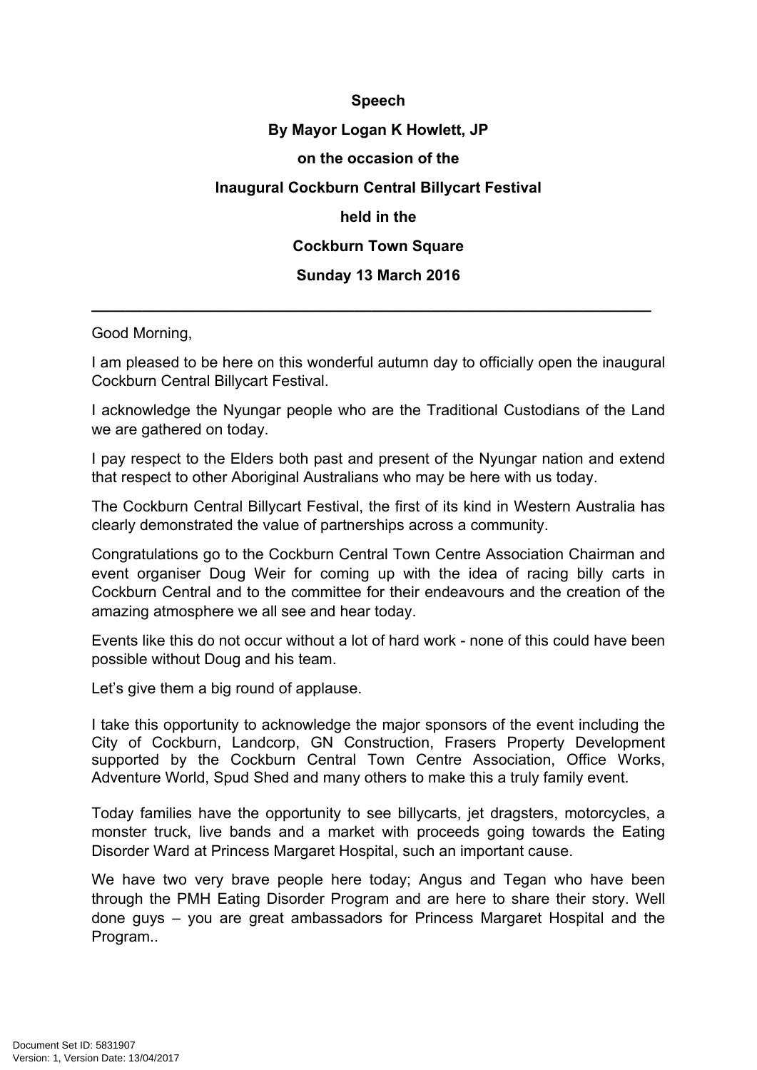**Speech**

**By Mayor Logan K Howlett, JP**

**on the occasion of the**

**Inaugural Cockburn Central Billycart Festival**

**held in the**

**Cockburn Town Square**

**Sunday 13 March 2016**

---

Good Morning,

I am pleased to be here on this wonderful autumn day to officially open the inaugural Cockburn Central Billycart Festival.

I acknowledge the Nyungar people who are the Traditional Custodians of the Land we are gathered on today.

I pay respect to the Elders both past and present of the Nyungar nation and extend that respect to other Aboriginal Australians who may be here with us today.

The Cockburn Central Billycart Festival, the first of its kind in Western Australia has clearly demonstrated the value of partnerships across a community.

Congratulations go to the Cockburn Central Town Centre Association Chairman and event organiser Doug Weir for coming up with the idea of racing billy carts in Cockburn Central and to the committee for their endeavours and the creation of the amazing atmosphere we all see and hear today.

Events like this do not occur without a lot of hard work - none of this could have been possible without Doug and his team.

Let's give them a big round of applause.

I take this opportunity to acknowledge the major sponsors of the event including the City of Cockburn, Landcorp, GN Construction, Frasers Property Development supported by the Cockburn Central Town Centre Association, Office Works, Adventure World, Spud Shed and many others to make this a truly family event.

Today families have the opportunity to see billycarts, jet dragsters, motorcycles, a monster truck, live bands and a market with proceeds going towards the Eating Disorder Ward at Princess Margaret Hospital, such an important cause.

We have two very brave people here today; Angus and Tegan who have been through the PMH Eating Disorder Program and are here to share their story. Well done guys – you are great ambassadors for Princess Margaret Hospital and the Program..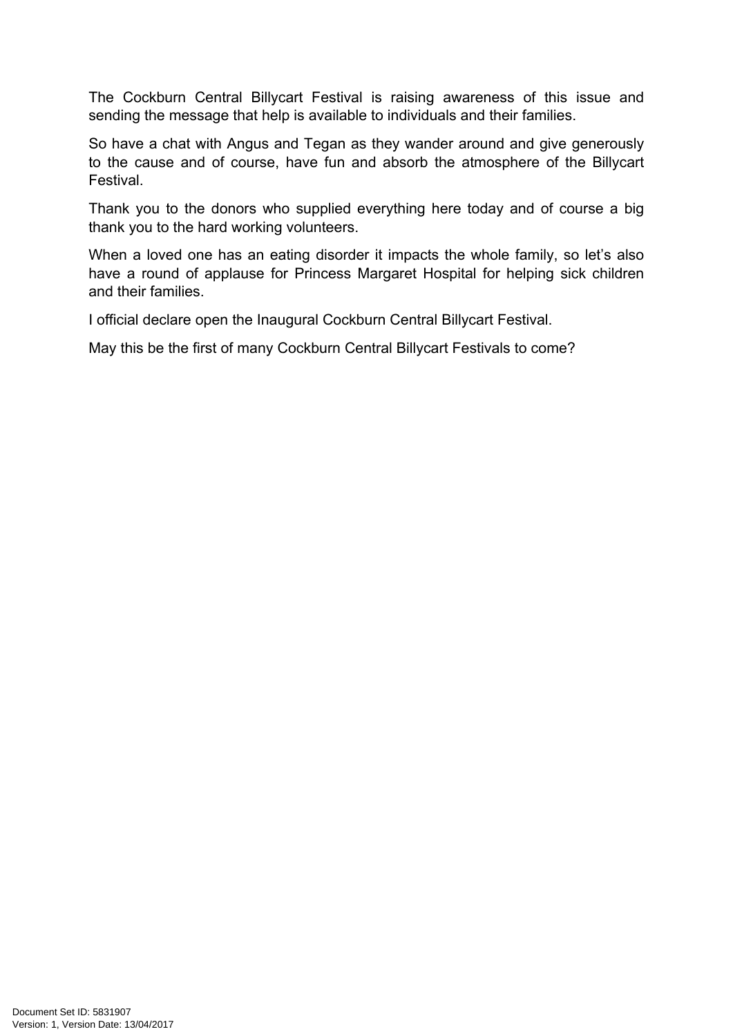The Cockburn Central Billycart Festival is raising awareness of this issue and sending the message that help is available to individuals and their families.

So have a chat with Angus and Tegan as they wander around and give generously to the cause and of course, have fun and absorb the atmosphere of the Billycart Festival.

Thank you to the donors who supplied everything here today and of course a big thank you to the hard working volunteers.

When a loved one has an eating disorder it impacts the whole family, so let's also have a round of applause for Princess Margaret Hospital for helping sick children and their families.

I official declare open the Inaugural Cockburn Central Billycart Festival.

May this be the first of many Cockburn Central Billycart Festivals to come?

Document Set ID: 5831907
Version: 1, Version Date: 13/04/2017